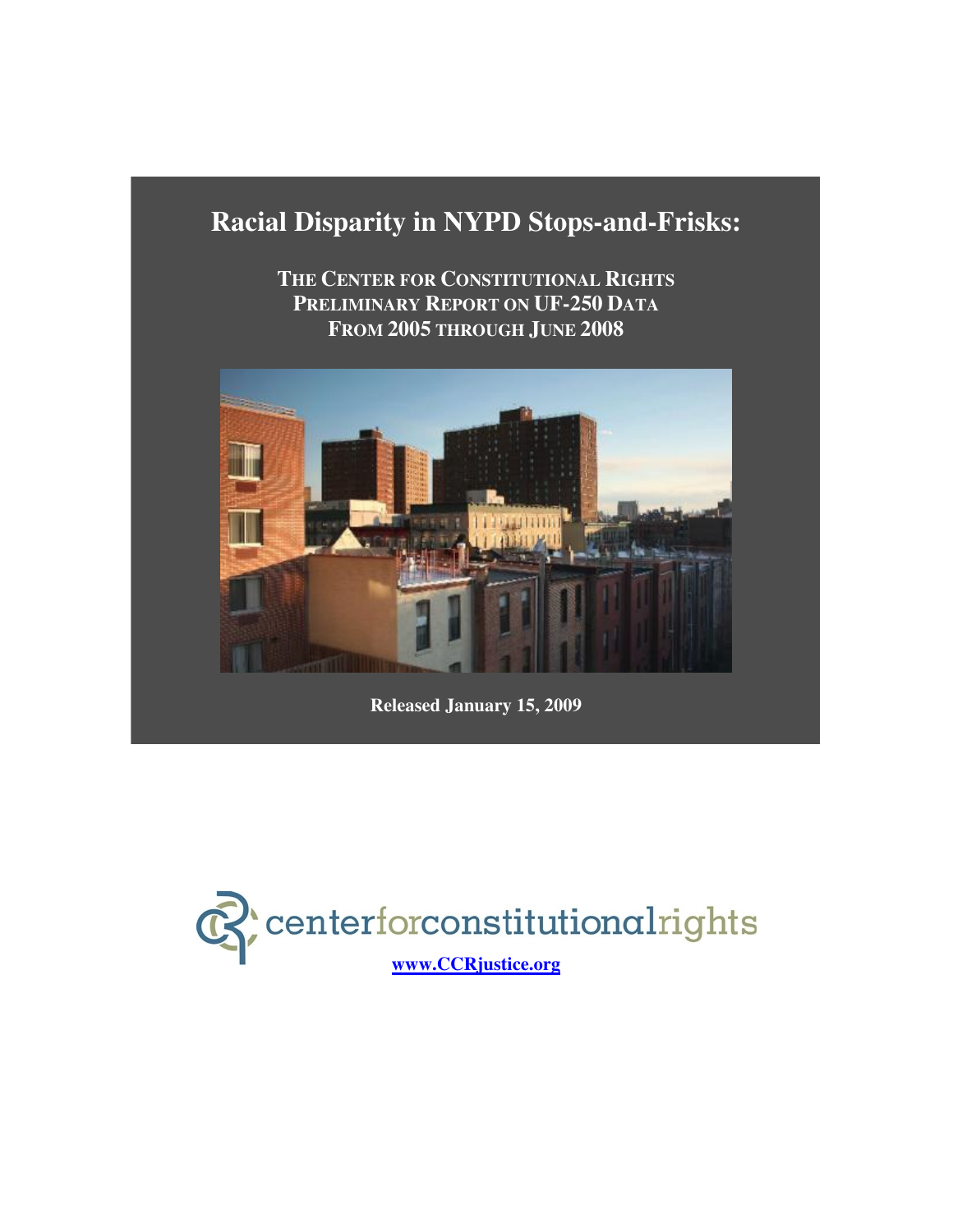# Racial Disparity in NYPD Stops-and-Frisks:

**THE CENTER FOR CONSTITUTIONAL RIGHTS PRELIMINARY REPORT ON UF-250 DATA FROM 2005 THROUGH JUNE 2008**

**Released January 15, 2009**

centerforconstitutionalrights

**www.CCRjustice.org**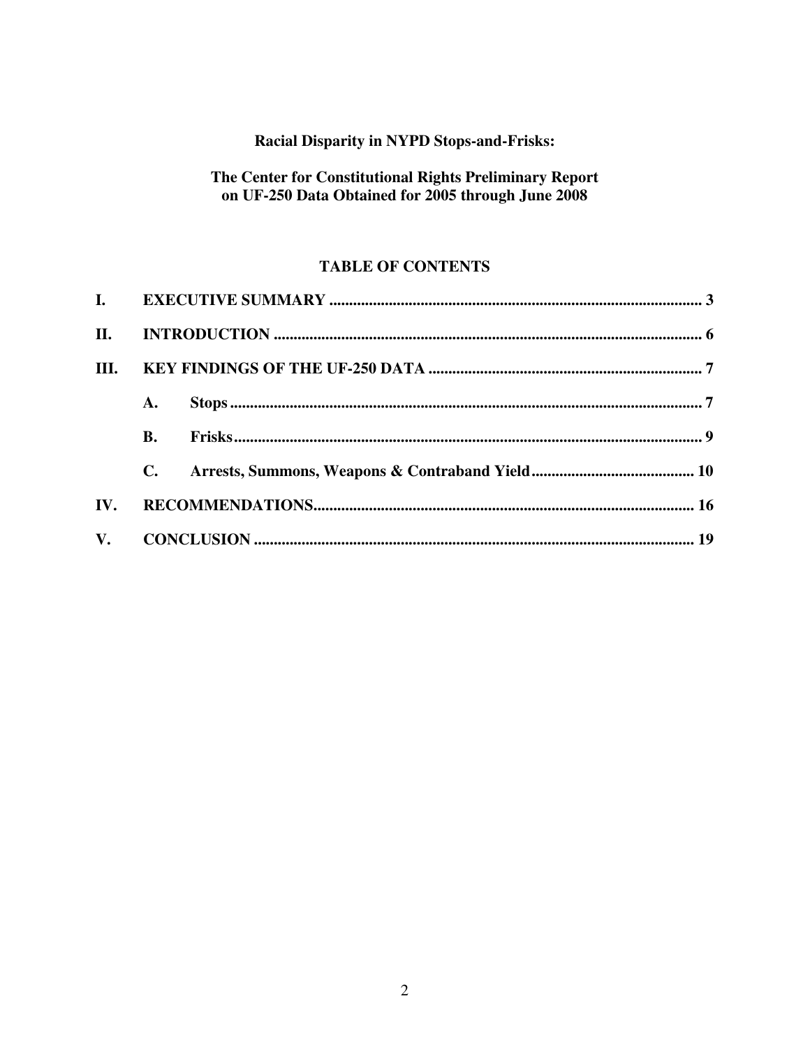**Racial Disparity in NYPD Stops-and-Frisks:**

**The Center for Constitutional Rights Preliminary Report on UF-250 Data Obtained for 2005 through June 2008**

**TABLE OF CONTENTS**

**I. EXECUTIVE SUMMARY** ............................................................................................ 3

**II. INTRODUCTION** ........................................................................................................... 6

**III. KEY FINDINGS OF THE UF-250 DATA** .................................................................... 7

- **A. Stops** ...................................................................................................................... 7
- **B. Frisks** ...................................................................................................................... 9
- **C. Arrests, Summons, Weapons & Contraband Yield** ......................................... 10

**IV. RECOMMENDATIONS** ............................................................................................... 16

**V. CONCLUSION** ............................................................................................................. 19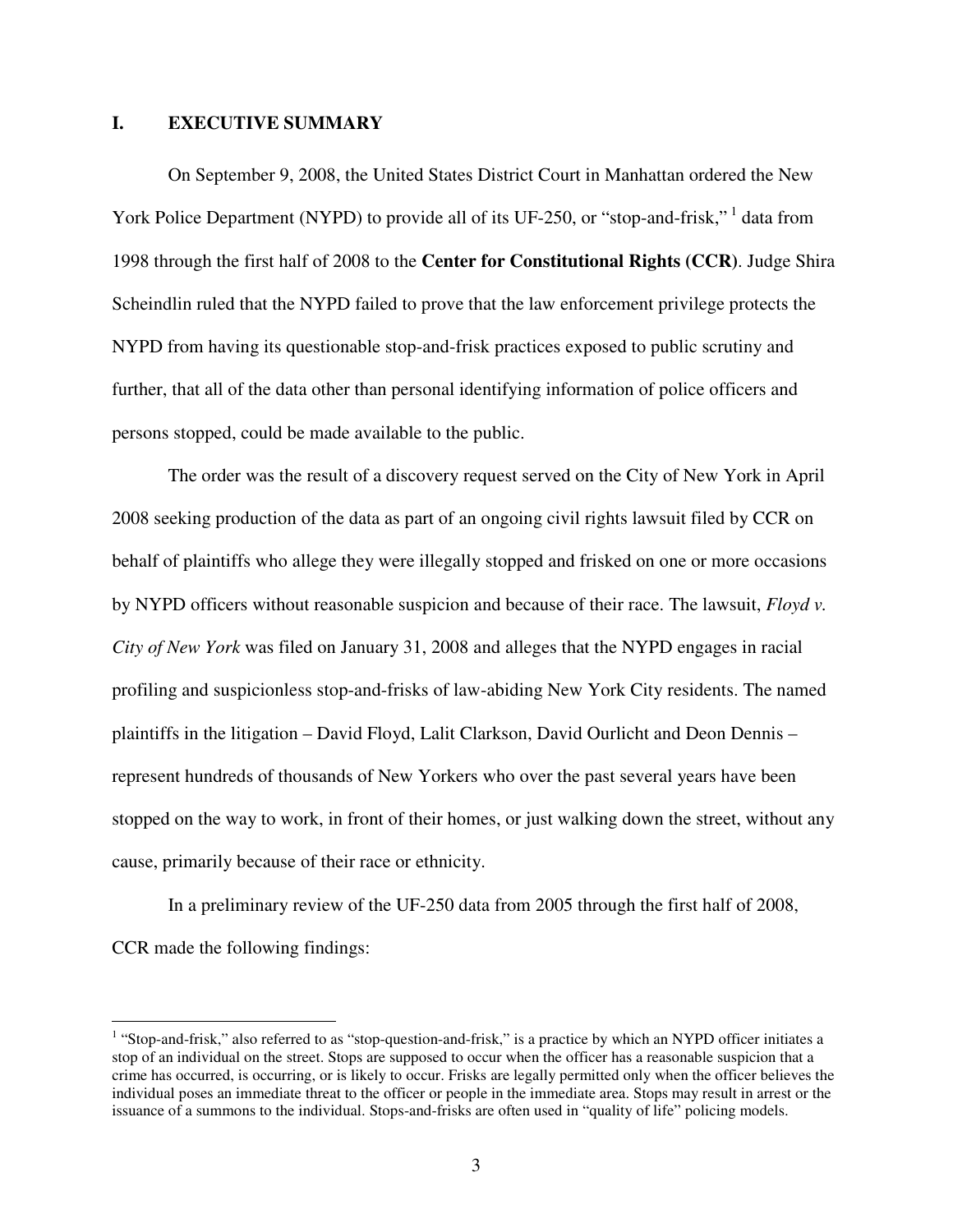## I. EXECUTIVE SUMMARY

On September 9, 2008, the United States District Court in Manhattan ordered the New York Police Department (NYPD) to provide all of its UF-250, or "stop-and-frisk," [1] data from 1998 through the first half of 2008 to the **Center for Constitutional Rights (CCR)**. Judge Shira Scheindlin ruled that the NYPD failed to prove that the law enforcement privilege protects the NYPD from having its questionable stop-and-frisk practices exposed to public scrutiny and further, that all of the data other than personal identifying information of police officers and persons stopped, could be made available to the public.

The order was the result of a discovery request served on the City of New York in April 2008 seeking production of the data as part of an ongoing civil rights lawsuit filed by CCR on behalf of plaintiffs who allege they were illegally stopped and frisked on one or more occasions by NYPD officers without reasonable suspicion and because of their race. The lawsuit, *Floyd v. City of New York* was filed on January 31, 2008 and alleges that the NYPD engages in racial profiling and suspicionless stop-and-frisks of law-abiding New York City residents. The named plaintiffs in the litigation – David Floyd, Lalit Clarkson, David Ourlicht and Deon Dennis – represent hundreds of thousands of New Yorkers who over the past several years have been stopped on the way to work, in front of their homes, or just walking down the street, without any cause, primarily because of their race or ethnicity.

In a preliminary review of the UF-250 data from 2005 through the first half of 2008, CCR made the following findings:

---

[1] "Stop-and-frisk," also referred to as "stop-question-and-frisk," is a practice by which an NYPD officer initiates a stop of an individual on the street. Stops are supposed to occur when the officer has a reasonable suspicion that a crime has occurred, is occurring, or is likely to occur. Frisks are legally permitted only when the officer believes the individual poses an immediate threat to the officer or people in the immediate area. Stops may result in arrest or the issuance of a summons to the individual. Stops-and-frisks are often used in "quality of life" policing models.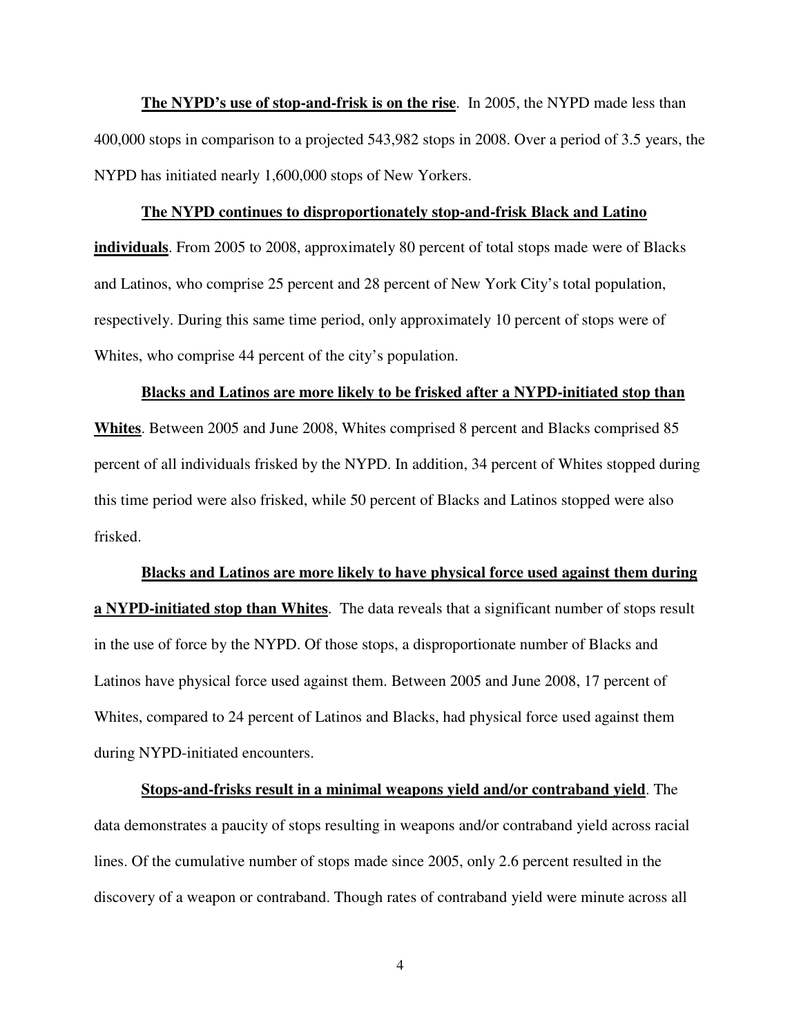**<u>The NYPD's use of stop-and-frisk is on the rise</u>**. In 2005, the NYPD made less than 400,000 stops in comparison to a projected 543,982 stops in 2008. Over a period of 3.5 years, the NYPD has initiated nearly 1,600,000 stops of New Yorkers.

**<u>The NYPD continues to disproportionately stop-and-frisk Black and Latino individuals</u>**. From 2005 to 2008, approximately 80 percent of total stops made were of Blacks and Latinos, who comprise 25 percent and 28 percent of New York City's total population, respectively. During this same time period, only approximately 10 percent of stops were of Whites, who comprise 44 percent of the city's population.

**<u>Blacks and Latinos are more likely to be frisked after a NYPD-initiated stop than Whites</u>**. Between 2005 and June 2008, Whites comprised 8 percent and Blacks comprised 85 percent of all individuals frisked by the NYPD. In addition, 34 percent of Whites stopped during this time period were also frisked, while 50 percent of Blacks and Latinos stopped were also frisked.

**<u>Blacks and Latinos are more likely to have physical force used against them during a NYPD-initiated stop than Whites</u>**. The data reveals that a significant number of stops result in the use of force by the NYPD. Of those stops, a disproportionate number of Blacks and Latinos have physical force used against them. Between 2005 and June 2008, 17 percent of Whites, compared to 24 percent of Latinos and Blacks, had physical force used against them during NYPD-initiated encounters.

**<u>Stops-and-frisks result in a minimal weapons yield and/or contraband yield</u>**. The data demonstrates a paucity of stops resulting in weapons and/or contraband yield across racial lines. Of the cumulative number of stops made since 2005, only 2.6 percent resulted in the discovery of a weapon or contraband. Though rates of contraband yield were minute across all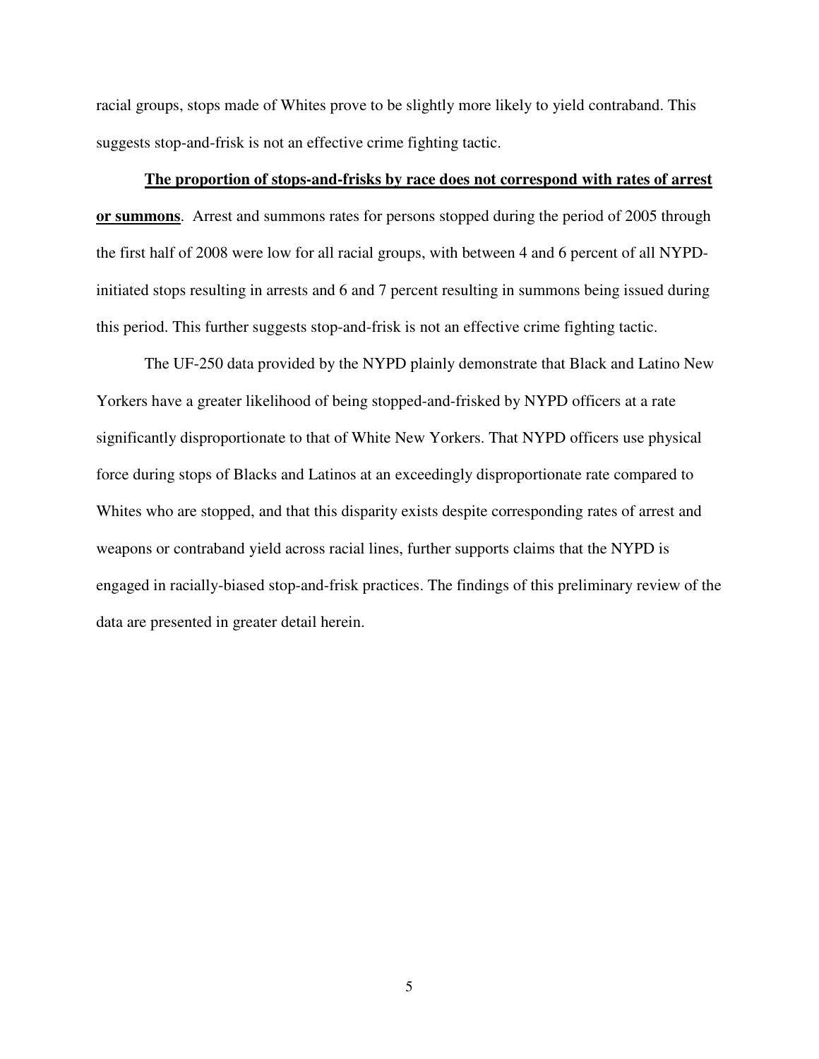racial groups, stops made of Whites prove to be slightly more likely to yield contraband. This suggests stop-and-frisk is not an effective crime fighting tactic.

**<u>The proportion of stops-and-frisks by race does not correspond with rates of arrest or summons</u>**. Arrest and summons rates for persons stopped during the period of 2005 through the first half of 2008 were low for all racial groups, with between 4 and 6 percent of all NYPD-initiated stops resulting in arrests and 6 and 7 percent resulting in summons being issued during this period. This further suggests stop-and-frisk is not an effective crime fighting tactic.

The UF-250 data provided by the NYPD plainly demonstrate that Black and Latino New Yorkers have a greater likelihood of being stopped-and-frisked by NYPD officers at a rate significantly disproportionate to that of White New Yorkers. That NYPD officers use physical force during stops of Blacks and Latinos at an exceedingly disproportionate rate compared to Whites who are stopped, and that this disparity exists despite corresponding rates of arrest and weapons or contraband yield across racial lines, further supports claims that the NYPD is engaged in racially-biased stop-and-frisk practices. The findings of this preliminary review of the data are presented in greater detail herein.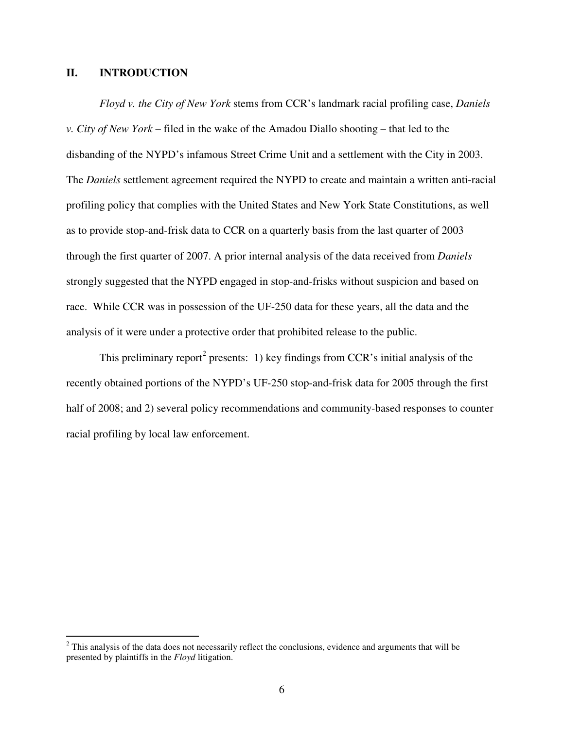## II. INTRODUCTION

*Floyd v. the City of New York* stems from CCR's landmark racial profiling case, *Daniels v. City of New York* – filed in the wake of the Amadou Diallo shooting – that led to the disbanding of the NYPD's infamous Street Crime Unit and a settlement with the City in 2003. The *Daniels* settlement agreement required the NYPD to create and maintain a written anti-racial profiling policy that complies with the United States and New York State Constitutions, as well as to provide stop-and-frisk data to CCR on a quarterly basis from the last quarter of 2003 through the first quarter of 2007. A prior internal analysis of the data received from *Daniels* strongly suggested that the NYPD engaged in stop-and-frisks without suspicion and based on race. While CCR was in possession of the UF-250 data for these years, all the data and the analysis of it were under a protective order that prohibited release to the public.

This preliminary report[2] presents: 1) key findings from CCR's initial analysis of the recently obtained portions of the NYPD's UF-250 stop-and-frisk data for 2005 through the first half of 2008; and 2) several policy recommendations and community-based responses to counter racial profiling by local law enforcement.

[2] This analysis of the data does not necessarily reflect the conclusions, evidence and arguments that will be presented by plaintiffs in the *Floyd* litigation.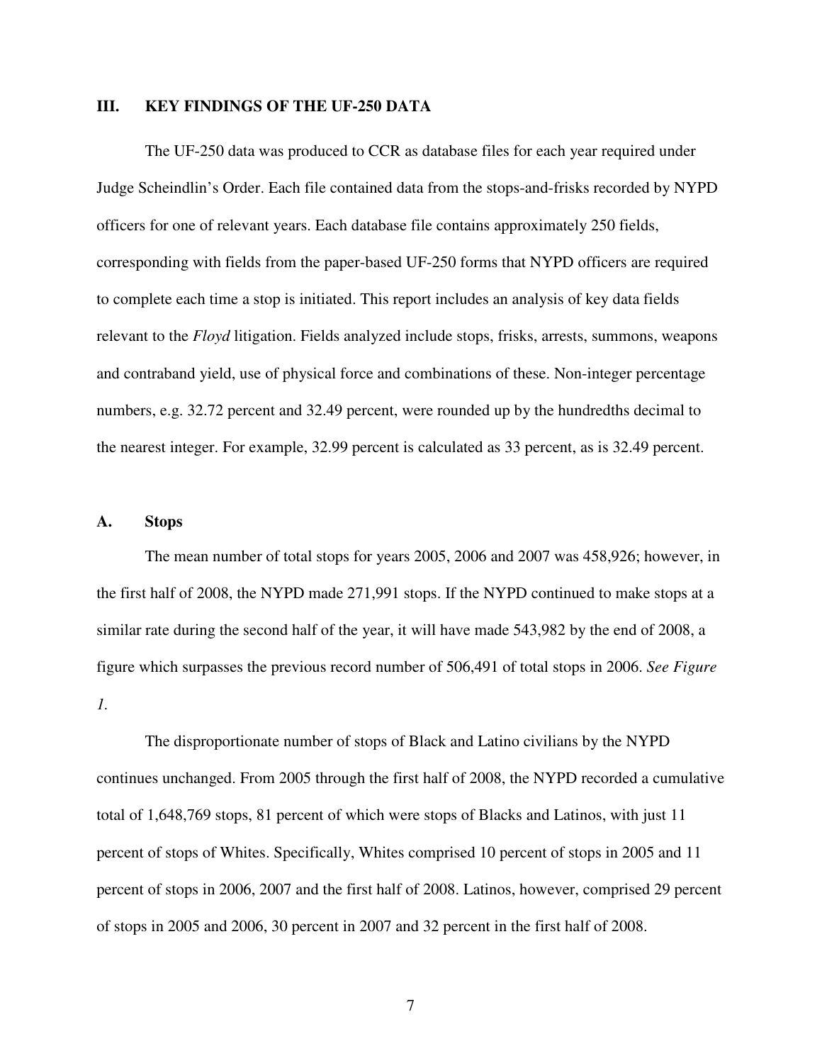## III. KEY FINDINGS OF THE UF-250 DATA

The UF-250 data was produced to CCR as database files for each year required under Judge Scheindlin's Order. Each file contained data from the stops-and-frisks recorded by NYPD officers for one of relevant years. Each database file contains approximately 250 fields, corresponding with fields from the paper-based UF-250 forms that NYPD officers are required to complete each time a stop is initiated. This report includes an analysis of key data fields relevant to the *Floyd* litigation. Fields analyzed include stops, frisks, arrests, summons, weapons and contraband yield, use of physical force and combinations of these. Non-integer percentage numbers, e.g. 32.72 percent and 32.49 percent, were rounded up by the hundredths decimal to the nearest integer. For example, 32.99 percent is calculated as 33 percent, as is 32.49 percent.

### A. Stops

The mean number of total stops for years 2005, 2006 and 2007 was 458,926; however, in the first half of 2008, the NYPD made 271,991 stops. If the NYPD continued to make stops at a similar rate during the second half of the year, it will have made 543,982 by the end of 2008, a figure which surpasses the previous record number of 506,491 of total stops in 2006. *See Figure 1.*

The disproportionate number of stops of Black and Latino civilians by the NYPD continues unchanged. From 2005 through the first half of 2008, the NYPD recorded a cumulative total of 1,648,769 stops, 81 percent of which were stops of Blacks and Latinos, with just 11 percent of stops of Whites. Specifically, Whites comprised 10 percent of stops in 2005 and 11 percent of stops in 2006, 2007 and the first half of 2008. Latinos, however, comprised 29 percent of stops in 2005 and 2006, 30 percent in 2007 and 32 percent in the first half of 2008.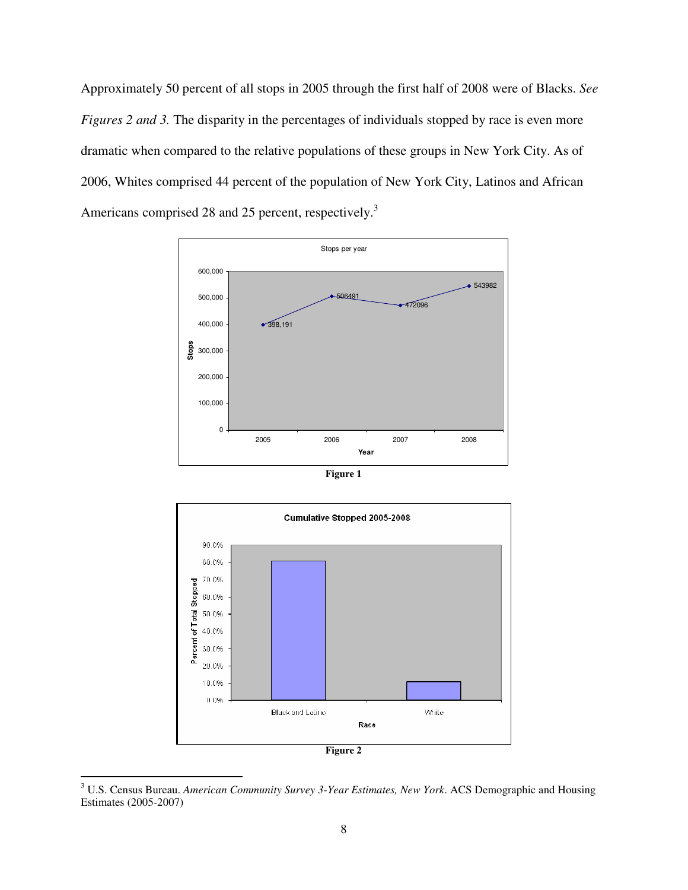Approximately 50 percent of all stops in 2005 through the first half of 2008 were of Blacks. *See Figures 2 and 3.* The disparity in the percentages of individuals stopped by race is even more dramatic when compared to the relative populations of these groups in New York City. As of 2006, Whites comprised 44 percent of the population of New York City, Latinos and African Americans comprised 28 and 25 percent, respectively.[3]

Stops per year

| Year | Stops |
|---|---|
| 2005 | 398,191 |
| 2006 | 506491 |
| 2007 | 472096 |
| 2008 | 543982 |

**Figure 1**

Cumulative Stopped 2005-2008

| Race | Percent of Total Stopped |
|---|---|
| Black and Latino | ~81% |
| White | ~11% |

**Figure 2**

---

[3] U.S. Census Bureau. *American Community Survey 3-Year Estimates, New York*. ACS Demographic and Housing Estimates (2005-2007)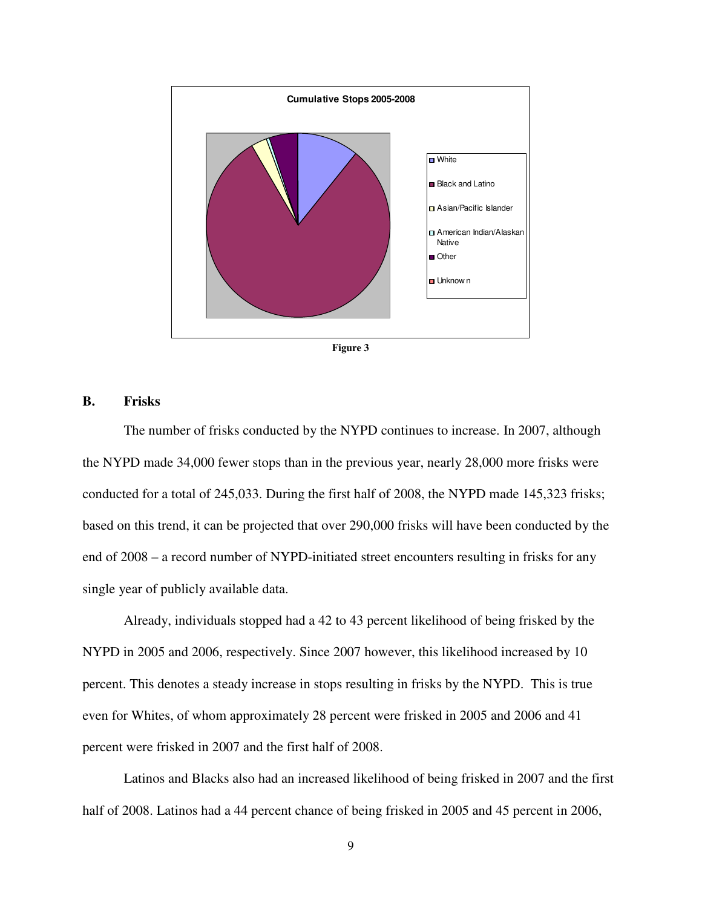**Cumulative Stops 2005-2008**

- White
- Black and Latino
- Asian/Pacific Islander
- American Indian/Alaskan Native
- Other
- Unknown

**Figure 3**

## B. Frisks

The number of frisks conducted by the NYPD continues to increase. In 2007, although the NYPD made 34,000 fewer stops than in the previous year, nearly 28,000 more frisks were conducted for a total of 245,033. During the first half of 2008, the NYPD made 145,323 frisks; based on this trend, it can be projected that over 290,000 frisks will have been conducted by the end of 2008 – a record number of NYPD-initiated street encounters resulting in frisks for any single year of publicly available data.

Already, individuals stopped had a 42 to 43 percent likelihood of being frisked by the NYPD in 2005 and 2006, respectively. Since 2007 however, this likelihood increased by 10 percent. This denotes a steady increase in stops resulting in frisks by the NYPD. This is true even for Whites, of whom approximately 28 percent were frisked in 2005 and 2006 and 41 percent were frisked in 2007 and the first half of 2008.

Latinos and Blacks also had an increased likelihood of being frisked in 2007 and the first half of 2008. Latinos had a 44 percent chance of being frisked in 2005 and 45 percent in 2006,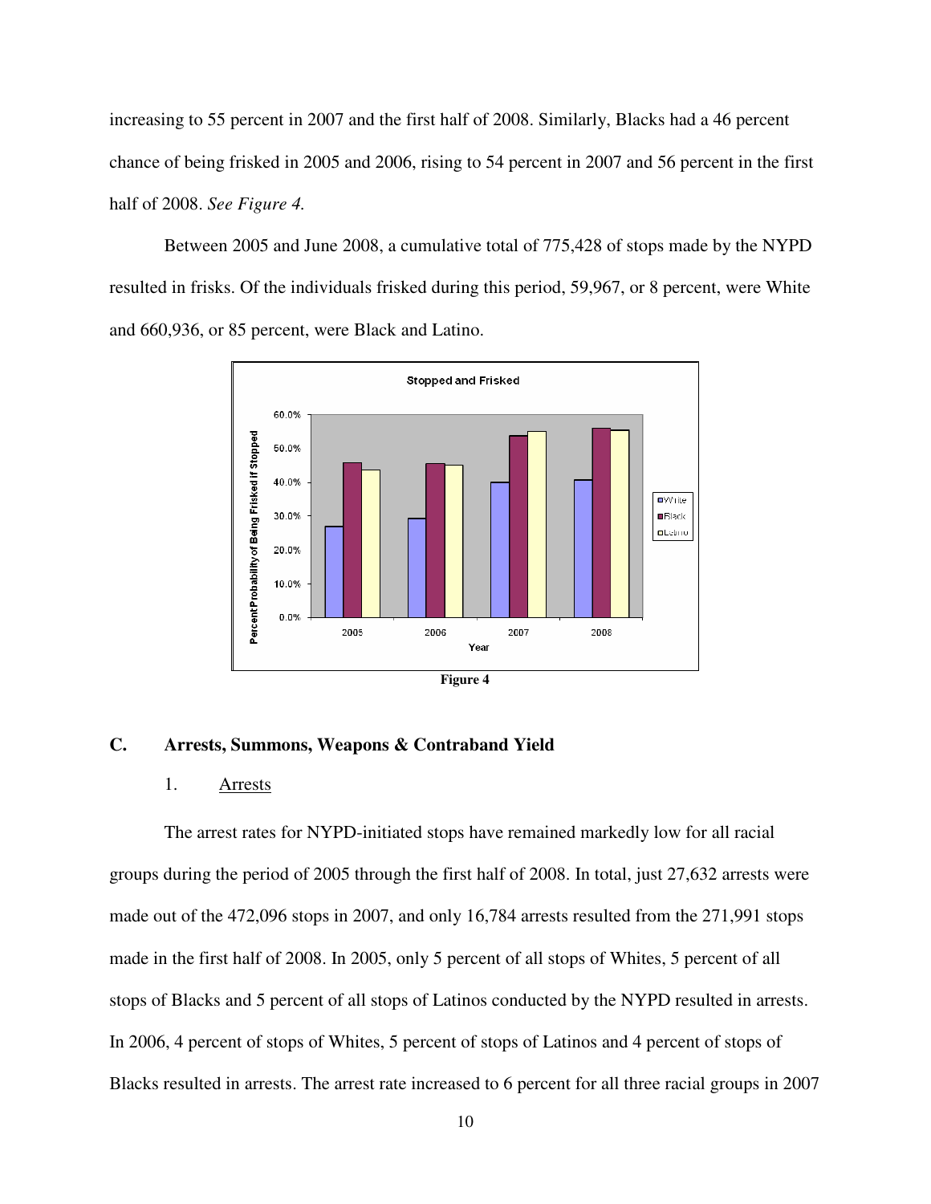increasing to 55 percent in 2007 and the first half of 2008. Similarly, Blacks had a 46 percent chance of being frisked in 2005 and 2006, rising to 54 percent in 2007 and 56 percent in the first half of 2008. *See Figure 4.*

Between 2005 and June 2008, a cumulative total of 775,428 of stops made by the NYPD resulted in frisks. Of the individuals frisked during this period, 59,967, or 8 percent, were White and 660,936, or 85 percent, were Black and Latino.

**Figure 4**

## C. Arrests, Summons, Weapons & Contraband Yield

### 1. Arrests

The arrest rates for NYPD-initiated stops have remained markedly low for all racial groups during the period of 2005 through the first half of 2008. In total, just 27,632 arrests were made out of the 472,096 stops in 2007, and only 16,784 arrests resulted from the 271,991 stops made in the first half of 2008. In 2005, only 5 percent of all stops of Whites, 5 percent of all stops of Blacks and 5 percent of all stops of Latinos conducted by the NYPD resulted in arrests. In 2006, 4 percent of stops of Whites, 5 percent of stops of Latinos and 4 percent of stops of Blacks resulted in arrests. The arrest rate increased to 6 percent for all three racial groups in 2007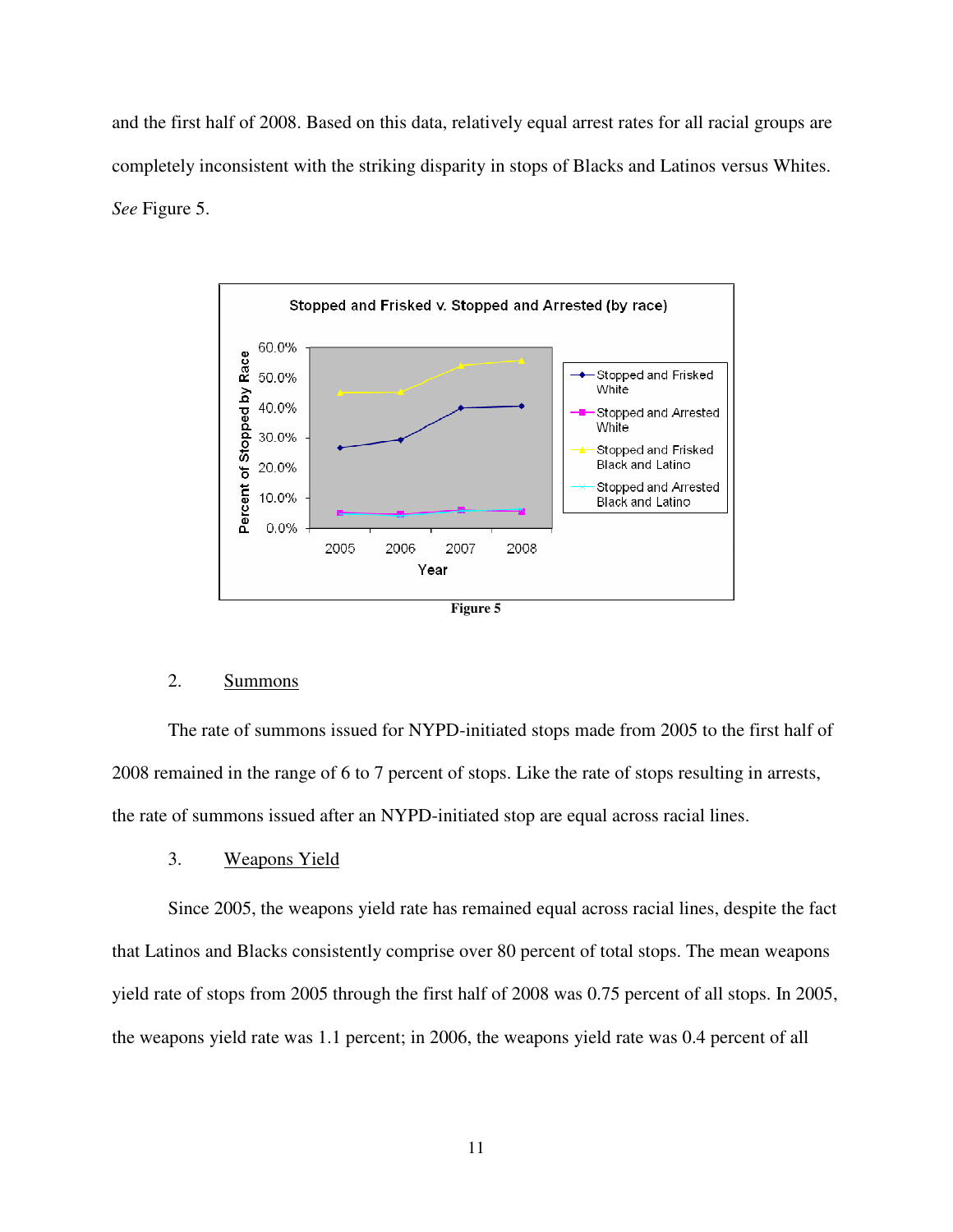and the first half of 2008. Based on this data, relatively equal arrest rates for all racial groups are completely inconsistent with the striking disparity in stops of Blacks and Latinos versus Whites. *See* Figure 5.

**Figure 5**

2. <u>Summons</u>

The rate of summons issued for NYPD-initiated stops made from 2005 to the first half of 2008 remained in the range of 6 to 7 percent of stops. Like the rate of stops resulting in arrests, the rate of summons issued after an NYPD-initiated stop are equal across racial lines.

3. <u>Weapons Yield</u>

Since 2005, the weapons yield rate has remained equal across racial lines, despite the fact that Latinos and Blacks consistently comprise over 80 percent of total stops. The mean weapons yield rate of stops from 2005 through the first half of 2008 was 0.75 percent of all stops. In 2005, the weapons yield rate was 1.1 percent; in 2006, the weapons yield rate was 0.4 percent of all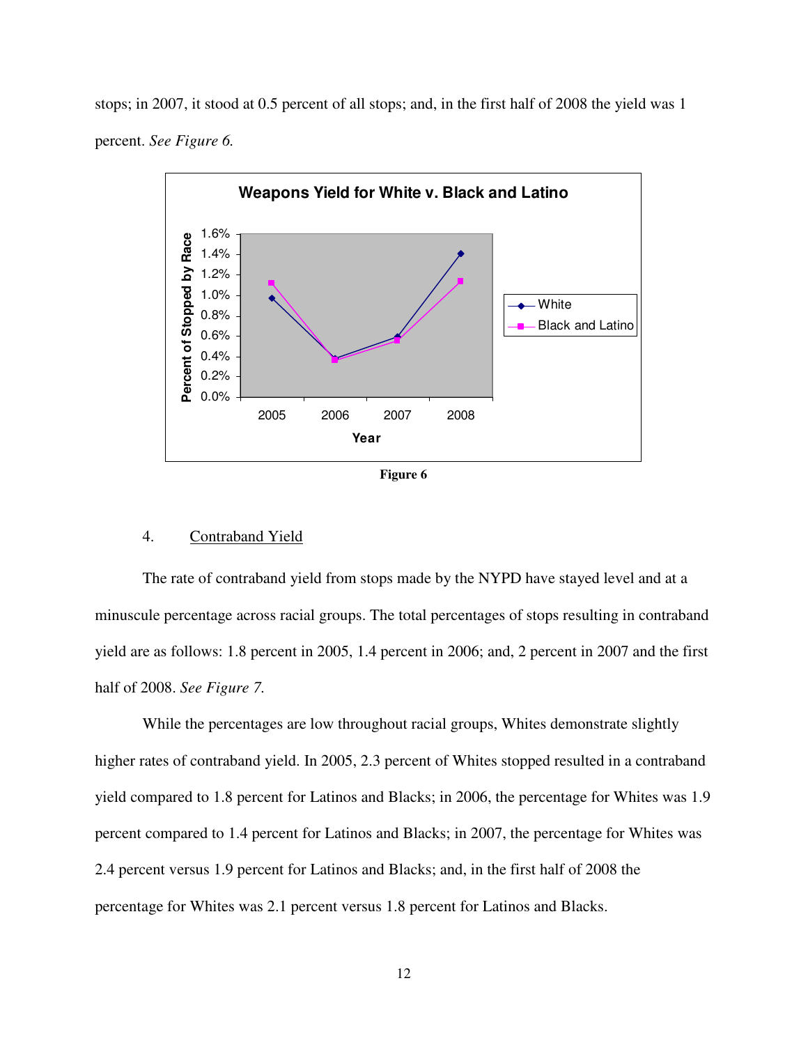stops; in 2007, it stood at 0.5 percent of all stops; and, in the first half of 2008 the yield was 1 percent. *See Figure 6.*

Figure 6

4. Contraband Yield

The rate of contraband yield from stops made by the NYPD have stayed level and at a minuscule percentage across racial groups. The total percentages of stops resulting in contraband yield are as follows: 1.8 percent in 2005, 1.4 percent in 2006; and, 2 percent in 2007 and the first half of 2008. *See Figure 7.*

While the percentages are low throughout racial groups, Whites demonstrate slightly higher rates of contraband yield. In 2005, 2.3 percent of Whites stopped resulted in a contraband yield compared to 1.8 percent for Latinos and Blacks; in 2006, the percentage for Whites was 1.9 percent compared to 1.4 percent for Latinos and Blacks; in 2007, the percentage for Whites was 2.4 percent versus 1.9 percent for Latinos and Blacks; and, in the first half of 2008 the percentage for Whites was 2.1 percent versus 1.8 percent for Latinos and Blacks.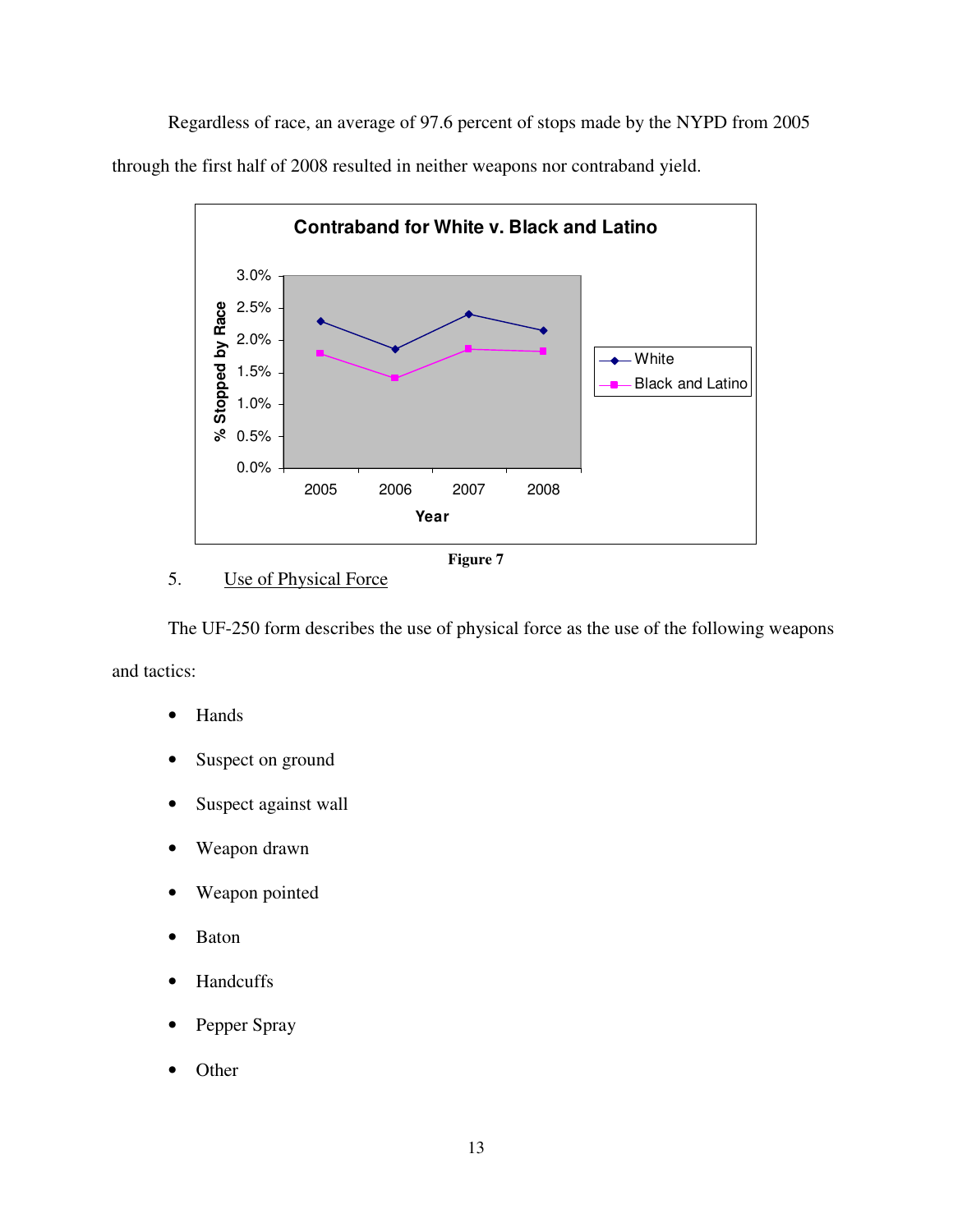Regardless of race, an average of 97.6 percent of stops made by the NYPD from 2005 through the first half of 2008 resulted in neither weapons nor contraband yield.

Figure 7

5. Use of Physical Force

The UF-250 form describes the use of physical force as the use of the following weapons and tactics:

- Hands
- Suspect on ground
- Suspect against wall
- Weapon drawn
- Weapon pointed
- Baton
- Handcuffs
- Pepper Spray
- Other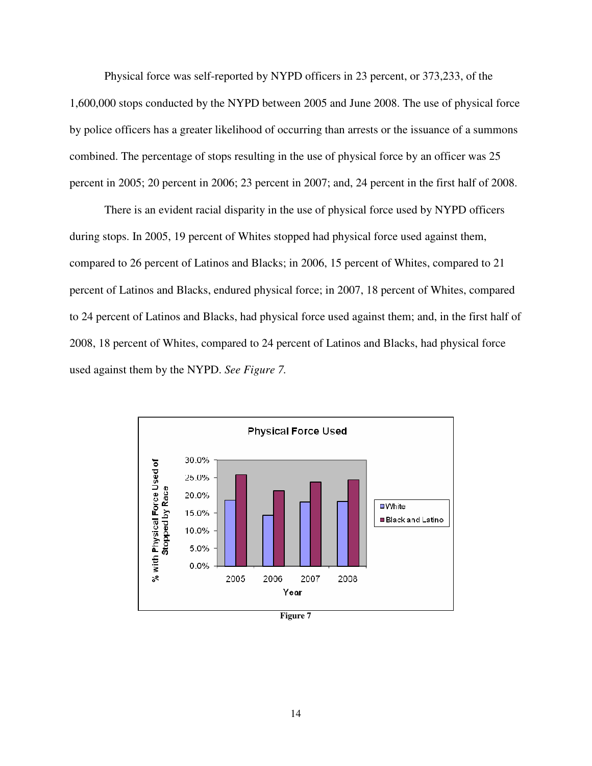Physical force was self-reported by NYPD officers in 23 percent, or 373,233, of the 1,600,000 stops conducted by the NYPD between 2005 and June 2008. The use of physical force by police officers has a greater likelihood of occurring than arrests or the issuance of a summons combined. The percentage of stops resulting in the use of physical force by an officer was 25 percent in 2005; 20 percent in 2006; 23 percent in 2007; and, 24 percent in the first half of 2008.

There is an evident racial disparity in the use of physical force used by NYPD officers during stops. In 2005, 19 percent of Whites stopped had physical force used against them, compared to 26 percent of Latinos and Blacks; in 2006, 15 percent of Whites, compared to 21 percent of Latinos and Blacks, endured physical force; in 2007, 18 percent of Whites, compared to 24 percent of Latinos and Blacks, had physical force used against them; and, in the first half of 2008, 18 percent of Whites, compared to 24 percent of Latinos and Blacks, had physical force used against them by the NYPD. *See Figure 7.*

**Figure 7**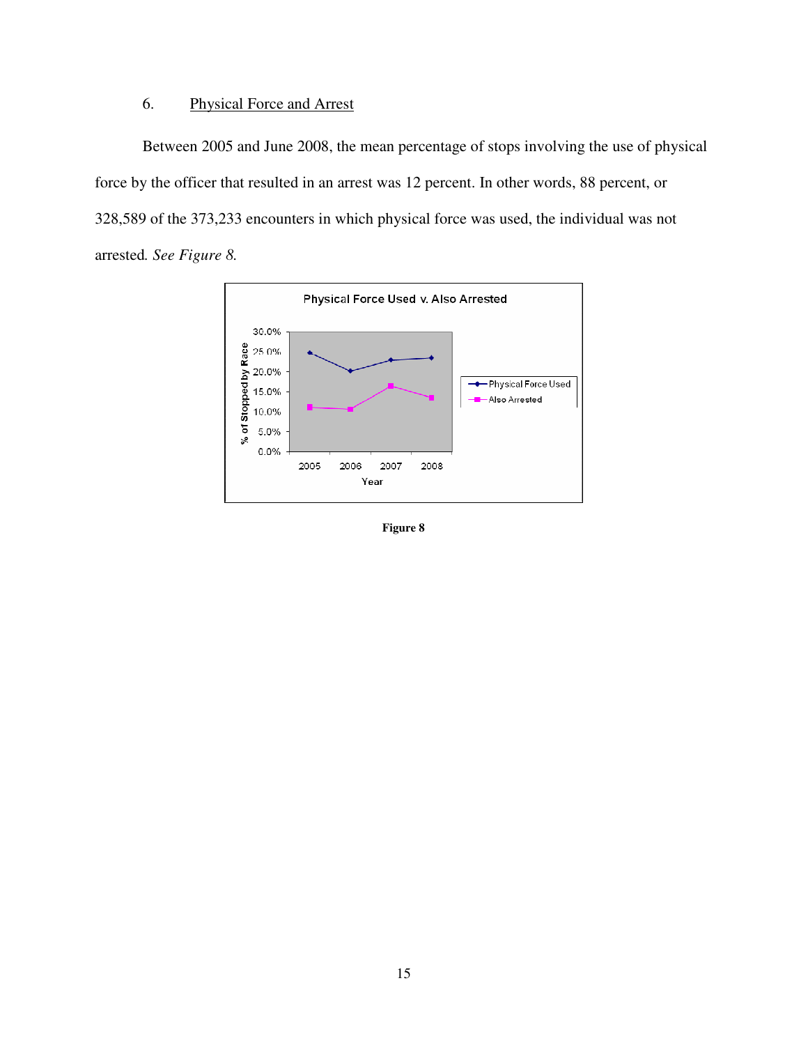6. Physical Force and Arrest

Between 2005 and June 2008, the mean percentage of stops involving the use of physical force by the officer that resulted in an arrest was 12 percent. In other words, 88 percent, or 328,589 of the 373,233 encounters in which physical force was used, the individual was not arrested. *See Figure 8.*

**Figure 8**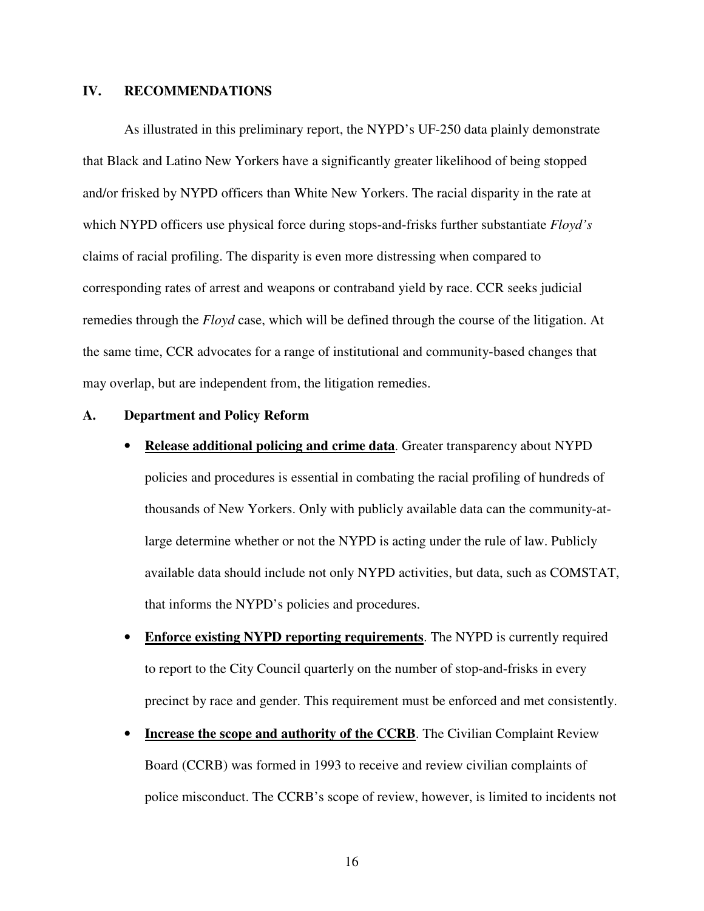## IV. RECOMMENDATIONS

As illustrated in this preliminary report, the NYPD's UF-250 data plainly demonstrate that Black and Latino New Yorkers have a significantly greater likelihood of being stopped and/or frisked by NYPD officers than White New Yorkers. The racial disparity in the rate at which NYPD officers use physical force during stops-and-frisks further substantiate *Floyd's* claims of racial profiling. The disparity is even more distressing when compared to corresponding rates of arrest and weapons or contraband yield by race. CCR seeks judicial remedies through the *Floyd* case, which will be defined through the course of the litigation. At the same time, CCR advocates for a range of institutional and community-based changes that may overlap, but are independent from, the litigation remedies.

### A. Department and Policy Reform

- **Release additional policing and crime data**. Greater transparency about NYPD policies and procedures is essential in combating the racial profiling of hundreds of thousands of New Yorkers. Only with publicly available data can the community-at-large determine whether or not the NYPD is acting under the rule of law. Publicly available data should include not only NYPD activities, but data, such as COMSTAT, that informs the NYPD's policies and procedures.
- **Enforce existing NYPD reporting requirements**. The NYPD is currently required to report to the City Council quarterly on the number of stop-and-frisks in every precinct by race and gender. This requirement must be enforced and met consistently.
- **Increase the scope and authority of the CCRB**. The Civilian Complaint Review Board (CCRB) was formed in 1993 to receive and review civilian complaints of police misconduct. The CCRB's scope of review, however, is limited to incidents not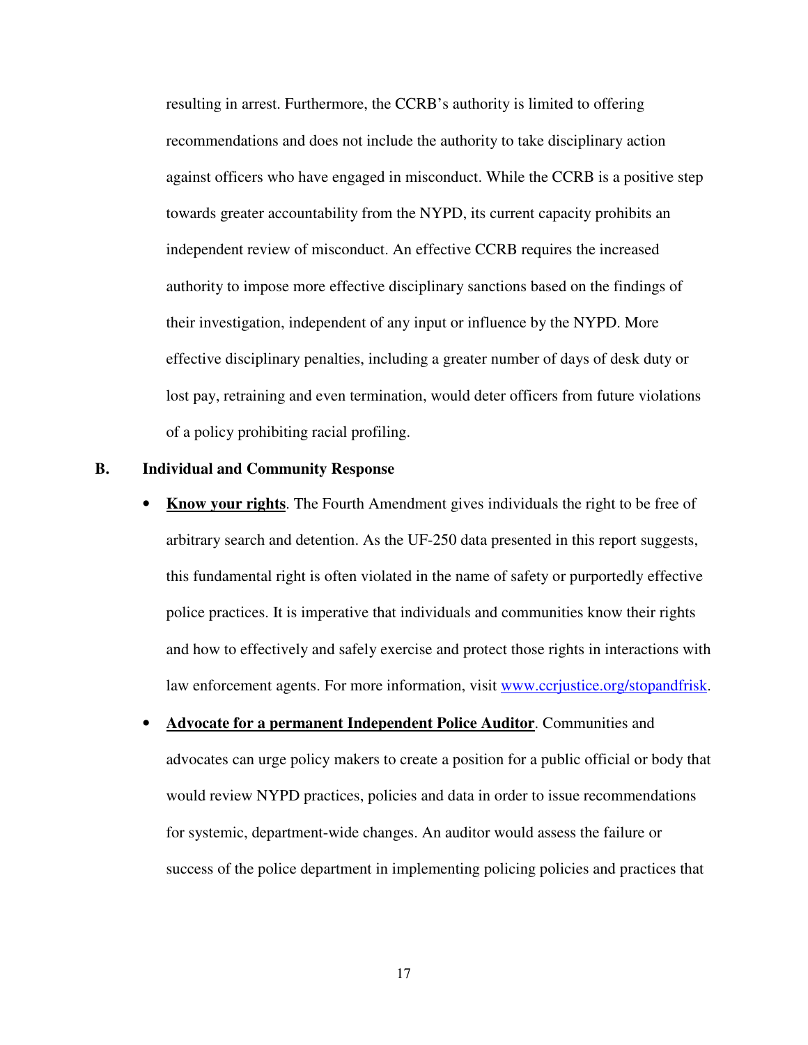resulting in arrest. Furthermore, the CCRB's authority is limited to offering recommendations and does not include the authority to take disciplinary action against officers who have engaged in misconduct. While the CCRB is a positive step towards greater accountability from the NYPD, its current capacity prohibits an independent review of misconduct. An effective CCRB requires the increased authority to impose more effective disciplinary sanctions based on the findings of their investigation, independent of any input or influence by the NYPD. More effective disciplinary penalties, including a greater number of days of desk duty or lost pay, retraining and even termination, would deter officers from future violations of a policy prohibiting racial profiling.

## B. Individual and Community Response

- **Know your rights**. The Fourth Amendment gives individuals the right to be free of arbitrary search and detention. As the UF-250 data presented in this report suggests, this fundamental right is often violated in the name of safety or purportedly effective police practices. It is imperative that individuals and communities know their rights and how to effectively and safely exercise and protect those rights in interactions with law enforcement agents. For more information, visit www.ccrjustice.org/stopandfrisk.

- **Advocate for a permanent Independent Police Auditor**. Communities and advocates can urge policy makers to create a position for a public official or body that would review NYPD practices, policies and data in order to issue recommendations for systemic, department-wide changes. An auditor would assess the failure or success of the police department in implementing policing policies and practices that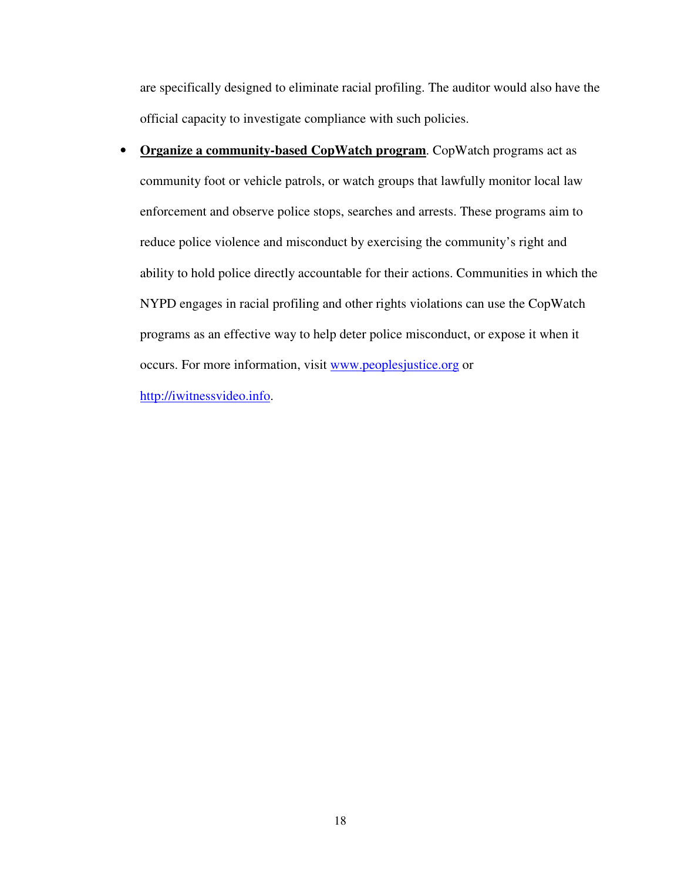are specifically designed to eliminate racial profiling. The auditor would also have the official capacity to investigate compliance with such policies.

- **Organize a community-based CopWatch program**. CopWatch programs act as community foot or vehicle patrols, or watch groups that lawfully monitor local law enforcement and observe police stops, searches and arrests. These programs aim to reduce police violence and misconduct by exercising the community's right and ability to hold police directly accountable for their actions. Communities in which the NYPD engages in racial profiling and other rights violations can use the CopWatch programs as an effective way to help deter police misconduct, or expose it when it occurs. For more information, visit [www.peoplesjustice.org](http://www.peoplesjustice.org) or [http://iwitnessvideo.info](http://iwitnessvideo.info).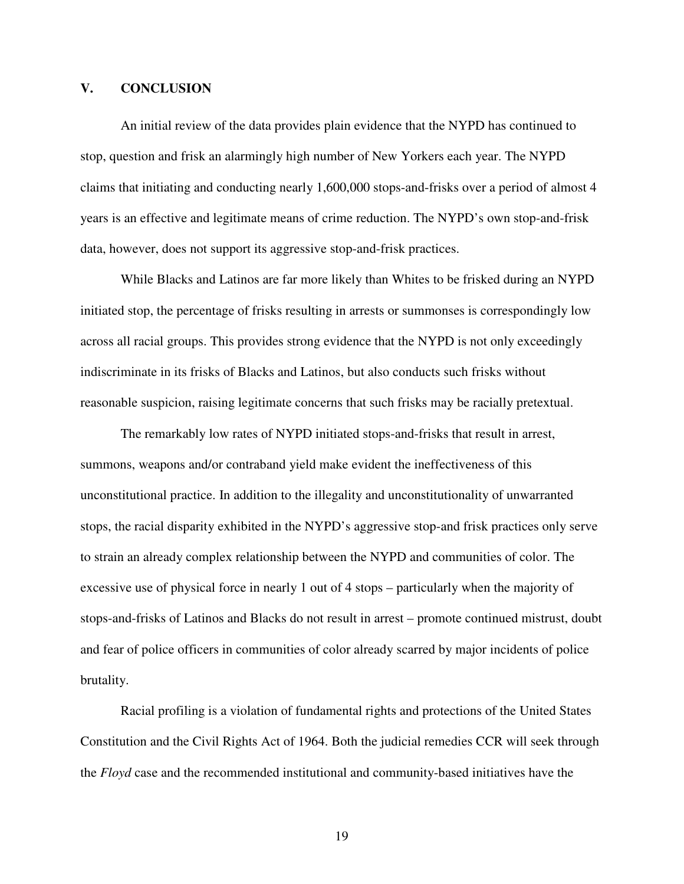## V. CONCLUSION

An initial review of the data provides plain evidence that the NYPD has continued to stop, question and frisk an alarmingly high number of New Yorkers each year. The NYPD claims that initiating and conducting nearly 1,600,000 stops-and-frisks over a period of almost 4 years is an effective and legitimate means of crime reduction. The NYPD's own stop-and-frisk data, however, does not support its aggressive stop-and-frisk practices.

While Blacks and Latinos are far more likely than Whites to be frisked during an NYPD initiated stop, the percentage of frisks resulting in arrests or summonses is correspondingly low across all racial groups. This provides strong evidence that the NYPD is not only exceedingly indiscriminate in its frisks of Blacks and Latinos, but also conducts such frisks without reasonable suspicion, raising legitimate concerns that such frisks may be racially pretextual.

The remarkably low rates of NYPD initiated stops-and-frisks that result in arrest, summons, weapons and/or contraband yield make evident the ineffectiveness of this unconstitutional practice. In addition to the illegality and unconstitutionality of unwarranted stops, the racial disparity exhibited in the NYPD's aggressive stop-and frisk practices only serve to strain an already complex relationship between the NYPD and communities of color. The excessive use of physical force in nearly 1 out of 4 stops – particularly when the majority of stops-and-frisks of Latinos and Blacks do not result in arrest – promote continued mistrust, doubt and fear of police officers in communities of color already scarred by major incidents of police brutality.

Racial profiling is a violation of fundamental rights and protections of the United States Constitution and the Civil Rights Act of 1964. Both the judicial remedies CCR will seek through the *Floyd* case and the recommended institutional and community-based initiatives have the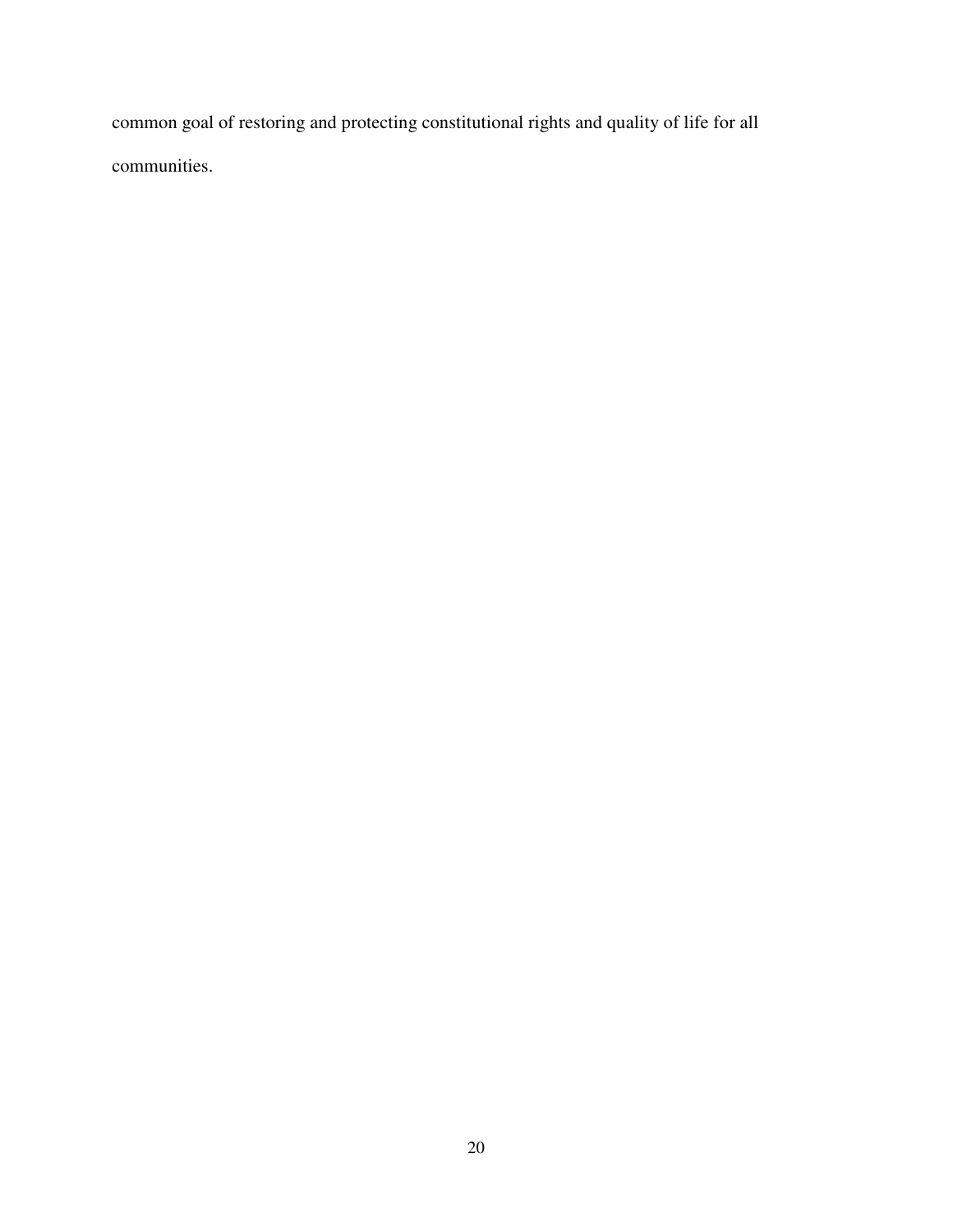common goal of restoring and protecting constitutional rights and quality of life for all communities.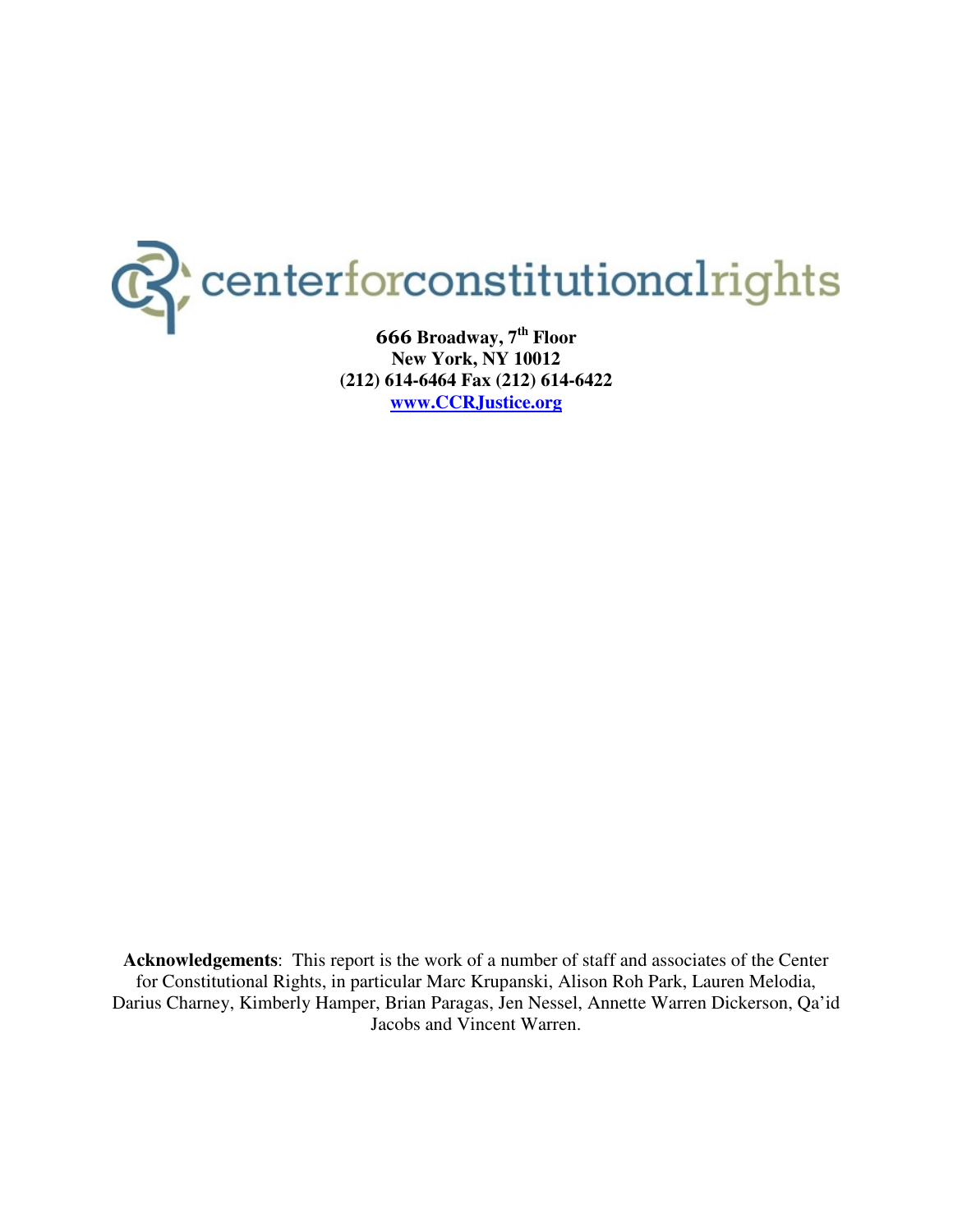centerforconstitutionalrights

**666 Broadway, 7th Floor**
**New York, NY 10012**
**(212) 614-6464 Fax (212) 614-6422**
**[www.CCRJustice.org](http://www.CCRJustice.org)**

**Acknowledgements**: This report is the work of a number of staff and associates of the Center for Constitutional Rights, in particular Marc Krupanski, Alison Roh Park, Lauren Melodia, Darius Charney, Kimberly Hamper, Brian Paragas, Jen Nessel, Annette Warren Dickerson, Qa'id Jacobs and Vincent Warren.